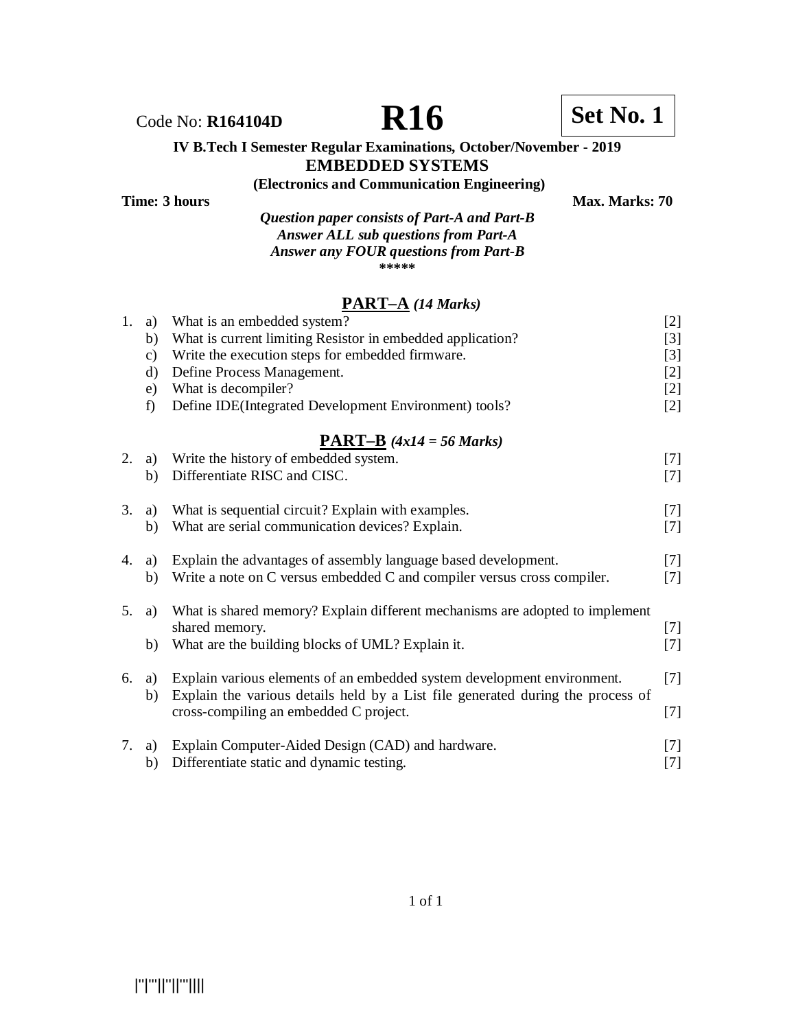Code No: **R164104D**

# R16

**Set No. 1**

**IV B.Tech I Semester Regular Examinations, October/November - 2019**

## EMBEDDED SYSTEMS

**(Electronics and Communication Engineering)**

**Time: 3 hours** **Max. Marks: 70**

***Question paper consists of Part-A and Part-B***
***Answer ALL sub questions from Part-A***
***Answer any FOUR questions from Part-B***

*****

## PART–A *(14 Marks)*

1. a) What is an embedded system? [2]
   b) What is current limiting Resistor in embedded application? [3]
   c) Write the execution steps for embedded firmware. [3]
   d) Define Process Management. [2]
   e) What is decompiler? [2]
   f) Define IDE(Integrated Development Environment) tools? [2]

## PART–B *(4x14 = 56 Marks)*

2. a) Write the history of embedded system. [7]
   b) Differentiate RISC and CISC. [7]

3. a) What is sequential circuit? Explain with examples. [7]
   b) What are serial communication devices? Explain. [7]

4. a) Explain the advantages of assembly language based development. [7]
   b) Write a note on C versus embedded C and compiler versus cross compiler. [7]

5. a) What is shared memory? Explain different mechanisms are adopted to implement shared memory. [7]
   b) What are the building blocks of UML? Explain it. [7]

6. a) Explain various elements of an embedded system development environment. [7]
   b) Explain the various details held by a List file generated during the process of cross-compiling an embedded C project. [7]

7. a) Explain Computer-Aided Design (CAD) and hardware. [7]
   b) Differentiate static and dynamic testing. [7]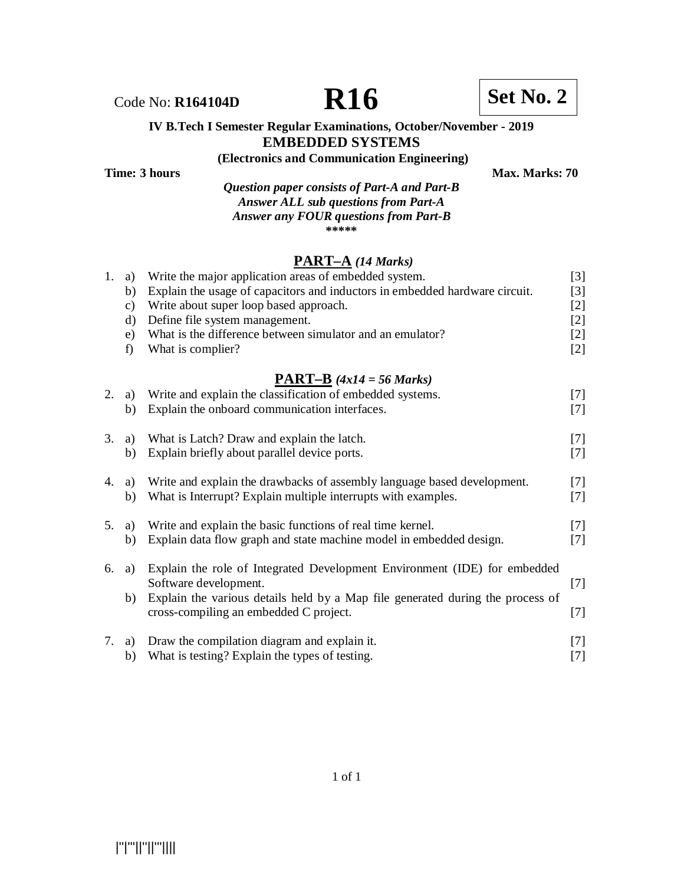Code No: **R164104D** **R16** **Set No. 2**

**IV B.Tech I Semester Regular Examinations, October/November - 2019**
**EMBEDDED SYSTEMS**
**(Electronics and Communication Engineering)**

**Time: 3 hours** **Max. Marks: 70**

***Question paper consists of Part-A and Part-B***
***Answer ALL sub questions from Part-A***
***Answer any FOUR questions from Part-B***
\*\*\*\*\*

## PART–A *(14 Marks)*

1. a) Write the major application areas of embedded system. [3]
   b) Explain the usage of capacitors and inductors in embedded hardware circuit. [3]
   c) Write about super loop based approach. [2]
   d) Define file system management. [2]
   e) What is the difference between simulator and an emulator? [2]
   f) What is complier? [2]

## PART–B *(4x14 = 56 Marks)*

2. a) Write and explain the classification of embedded systems. [7]
   b) Explain the onboard communication interfaces. [7]

3. a) What is Latch? Draw and explain the latch. [7]
   b) Explain briefly about parallel device ports. [7]

4. a) Write and explain the drawbacks of assembly language based development. [7]
   b) What is Interrupt? Explain multiple interrupts with examples. [7]

5. a) Write and explain the basic functions of real time kernel. [7]
   b) Explain data flow graph and state machine model in embedded design. [7]

6. a) Explain the role of Integrated Development Environment (IDE) for embedded Software development. [7]
   b) Explain the various details held by a Map file generated during the process of cross-compiling an embedded C project. [7]

7. a) Draw the compilation diagram and explain it. [7]
   b) What is testing? Explain the types of testing. [7]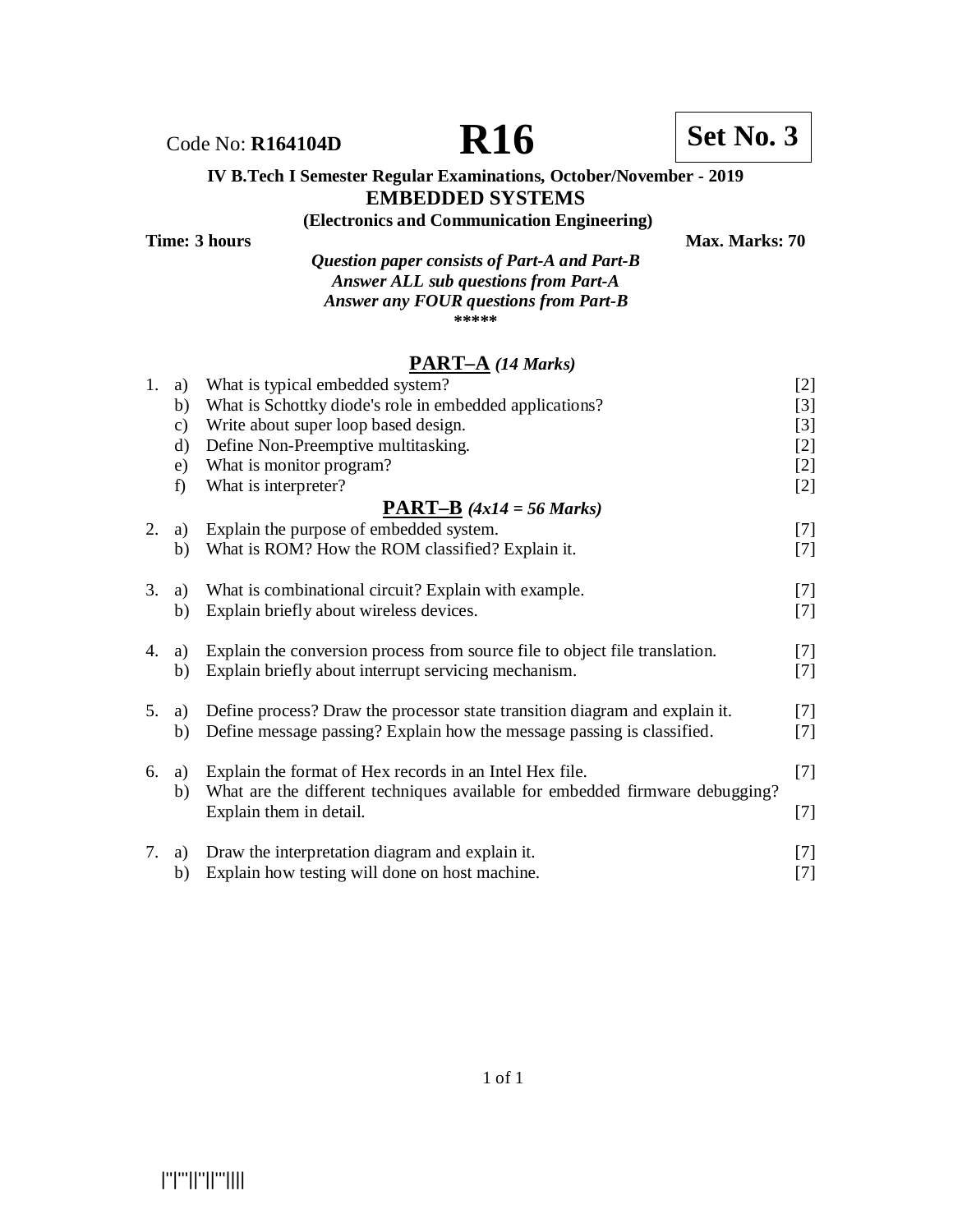Code No: **R164104D**

# R16

**Set No. 3**

**IV B.Tech I Semester Regular Examinations, October/November - 2019**

**EMBEDDED SYSTEMS**

**(Electronics and Communication Engineering)**

**Time: 3 hours** **Max. Marks: 70**

***Question paper consists of Part-A and Part-B***
***Answer ALL sub questions from Part-A***
***Answer any FOUR questions from Part-B***

*****

## PART–A *(14 Marks)*

1. a) What is typical embedded system? [2]
   b) What is Schottky diode's role in embedded applications? [3]
   c) Write about super loop based design. [3]
   d) Define Non-Preemptive multitasking. [2]
   e) What is monitor program? [2]
   f) What is interpreter? [2]

## PART–B *(4x14 = 56 Marks)*

2. a) Explain the purpose of embedded system. [7]
   b) What is ROM? How the ROM classified? Explain it. [7]

3. a) What is combinational circuit? Explain with example. [7]
   b) Explain briefly about wireless devices. [7]

4. a) Explain the conversion process from source file to object file translation. [7]
   b) Explain briefly about interrupt servicing mechanism. [7]

5. a) Define process? Draw the processor state transition diagram and explain it. [7]
   b) Define message passing? Explain how the message passing is classified. [7]

6. a) Explain the format of Hex records in an Intel Hex file. [7]
   b) What are the different techniques available for embedded firmware debugging? Explain them in detail. [7]

7. a) Draw the interpretation diagram and explain it. [7]
   b) Explain how testing will done on host machine. [7]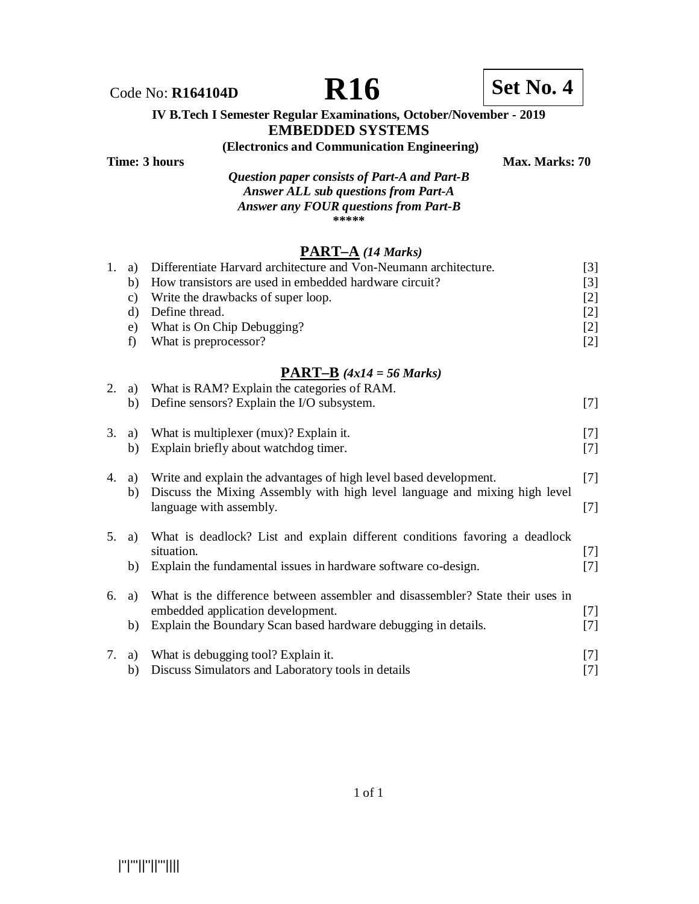Code No: **R164104D** **R16** **Set No. 4**

**IV B.Tech I Semester Regular Examinations, October/November - 2019**

**EMBEDDED SYSTEMS**

**(Electronics and Communication Engineering)**

**Time: 3 hours** **Max. Marks: 70**

*Question paper consists of Part-A and Part-B*
*Answer ALL sub questions from Part-A*
*Answer any FOUR questions from Part-B*

\*\*\*\*\*

## PART–A *(14 Marks)*

1. a) Differentiate Harvard architecture and Von-Neumann architecture. [3]
   b) How transistors are used in embedded hardware circuit? [3]
   c) Write the drawbacks of super loop. [2]
   d) Define thread. [2]
   e) What is On Chip Debugging? [2]
   f) What is preprocessor? [2]

## PART–B *(4x14 = 56 Marks)*

2. a) What is RAM? Explain the categories of RAM.
   b) Define sensors? Explain the I/O subsystem. [7]

3. a) What is multiplexer (mux)? Explain it. [7]
   b) Explain briefly about watchdog timer. [7]

4. a) Write and explain the advantages of high level based development. [7]
   b) Discuss the Mixing Assembly with high level language and mixing high level language with assembly. [7]

5. a) What is deadlock? List and explain different conditions favoring a deadlock situation. [7]
   b) Explain the fundamental issues in hardware software co-design. [7]

6. a) What is the difference between assembler and disassembler? State their uses in embedded application development. [7]
   b) Explain the Boundary Scan based hardware debugging in details. [7]

7. a) What is debugging tool? Explain it. [7]
   b) Discuss Simulators and Laboratory tools in details [7]